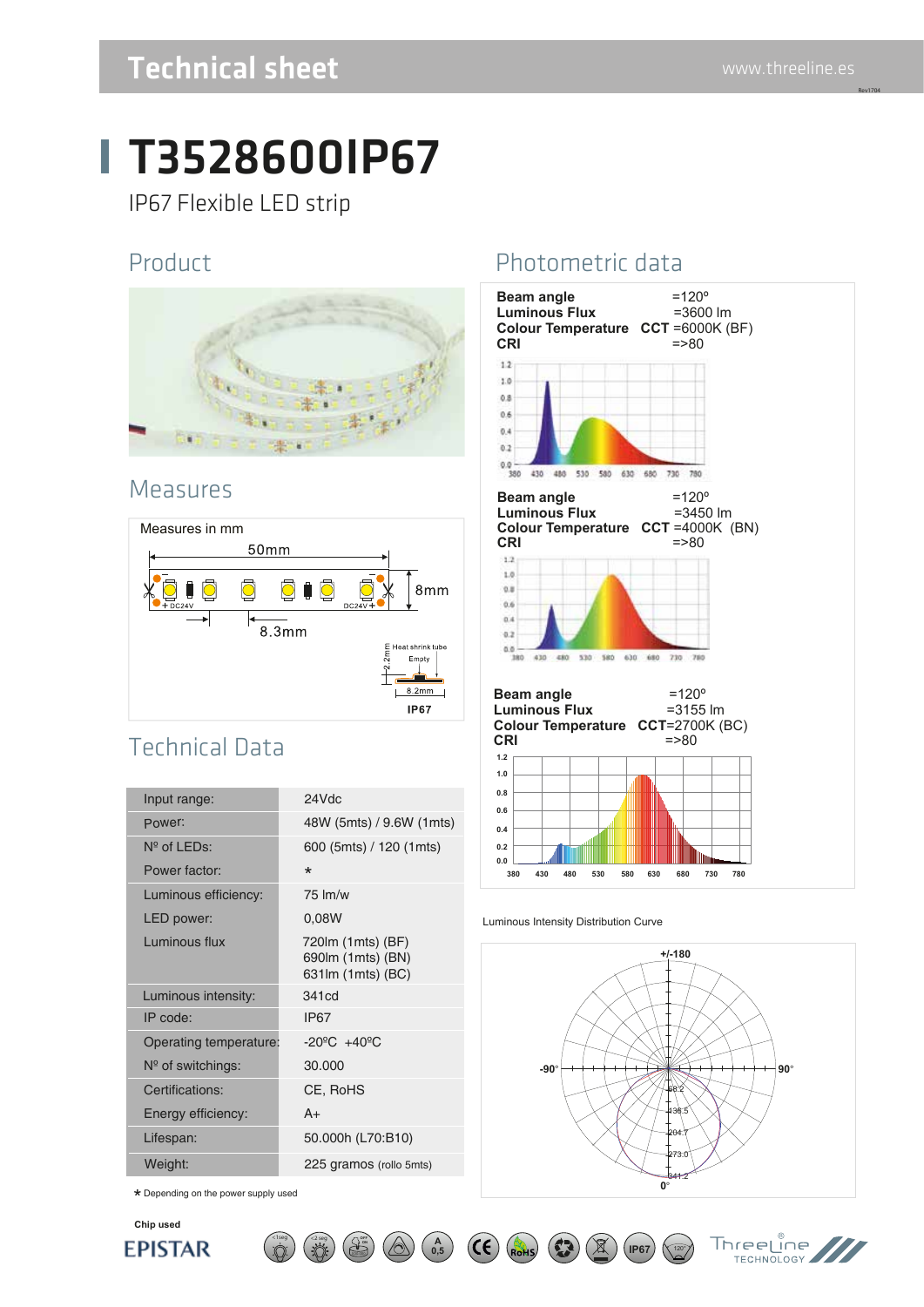# T3528600IP67

IP67 Flexible LED strip

## Product

## Measures

Measures in mm

50mm

8mm

8.3mm

Heat shrink tube

Empty

2.2mm

8.2mm

IP67

## Technical Data

| | |
|---|---|
| Input range: | 24Vdc |
| Power: | 48W (5mts) / 9.6W (1mts) |
| Nº of LEDs: | 600 (5mts) / 120 (1mts) |
| Power factor: | * |
| Luminous efficiency: | 75 lm/w |
| LED power: | 0,08W |
| Luminous flux | 720lm (1mts) (BF) 690lm (1mts) (BN) 631lm (1mts) (BC) |
| Luminous intensity: | 341cd |
| IP code: | IP67 |
| Operating temperature: | -20ºC +40ºC |
| Nº of switchings: | 30.000 |
| Certifications: | CE, RoHS |
| Energy efficiency: | A+ |
| Lifespan: | 50.000h (L70:B10) |
| Weight: | 225 gramos (rollo 5mts) |

* Depending on the power supply used

Chip used

EPISTAR

## Photometric data

**Beam angle** =120º
**Luminous Flux** =3600 lm
**Colour Temperature CCT** =6000K (BF)
**CRI** =>80

**Beam angle** =120º
**Luminous Flux** =3450 lm
**Colour Temperature CCT** =4000K (BN)
**CRI** =>80

**Beam angle** =120º
**Luminous Flux** =3155 lm
**Colour Temperature CCT**=2700K (BC)
**CRI** =>80

Luminous Intensity Distribution Curve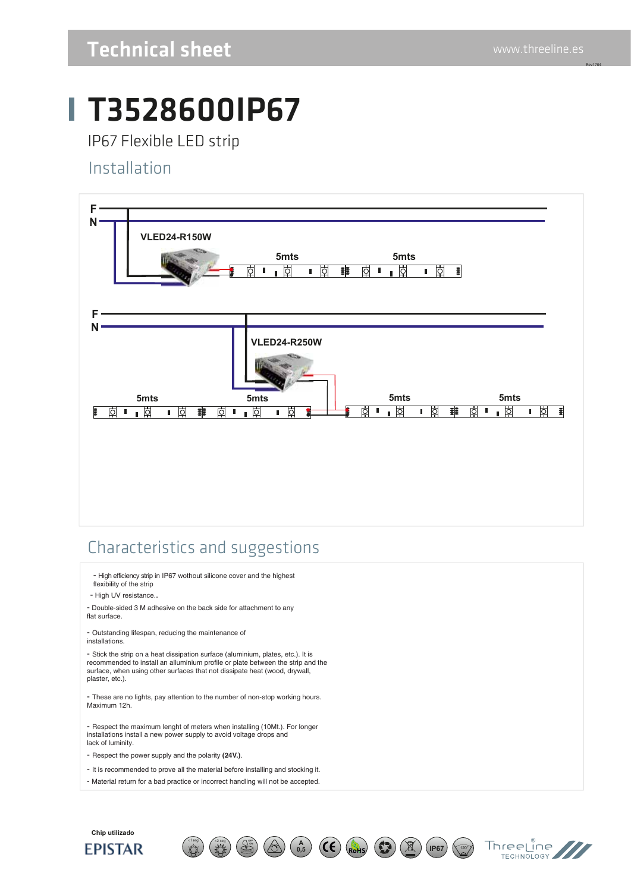# T3528600IP67

IP67 Flexible LED strip

## Installation

F
N
VLED24-R150W
5mts
5mts

F
N
VLED24-R250W
5mts
5mts
5mts
5mts

## Characteristics and suggestions

- High efficiency strip in IP67 wothout silicone cover and the highest flexibility of the strip
- High UV resistance..
- Double-sided 3 M adhesive on the back side for attachment to any flat surface.
- Outstanding lifespan, reducing the maintenance of installations.
- Stick the strip on a heat dissipation surface (aluminium, plates, etc.). It is recommended to install an alluminium profile or plate between the strip and the surface, when using other surfaces that not dissipate heat (wood, drywall, plaster, etc.).
- These are no lights, pay attention to the number of non-stop working hours. Maximum 12h.
- Respect the maximum lenght of meters when installing (10Mt.). For longer installations install a new power supply to avoid voltage drops and lack of luminity.
- Respect the power supply and the polarity **(24V.)**.
- It is recommended to prove all the material before installing and stocking it.
- Material return for a bad practice or incorrect handling will not be accepted.

Chip utilizado

EPISTAR

A 0,5

IP67

120°

ThreeLine TECHNOLOGY